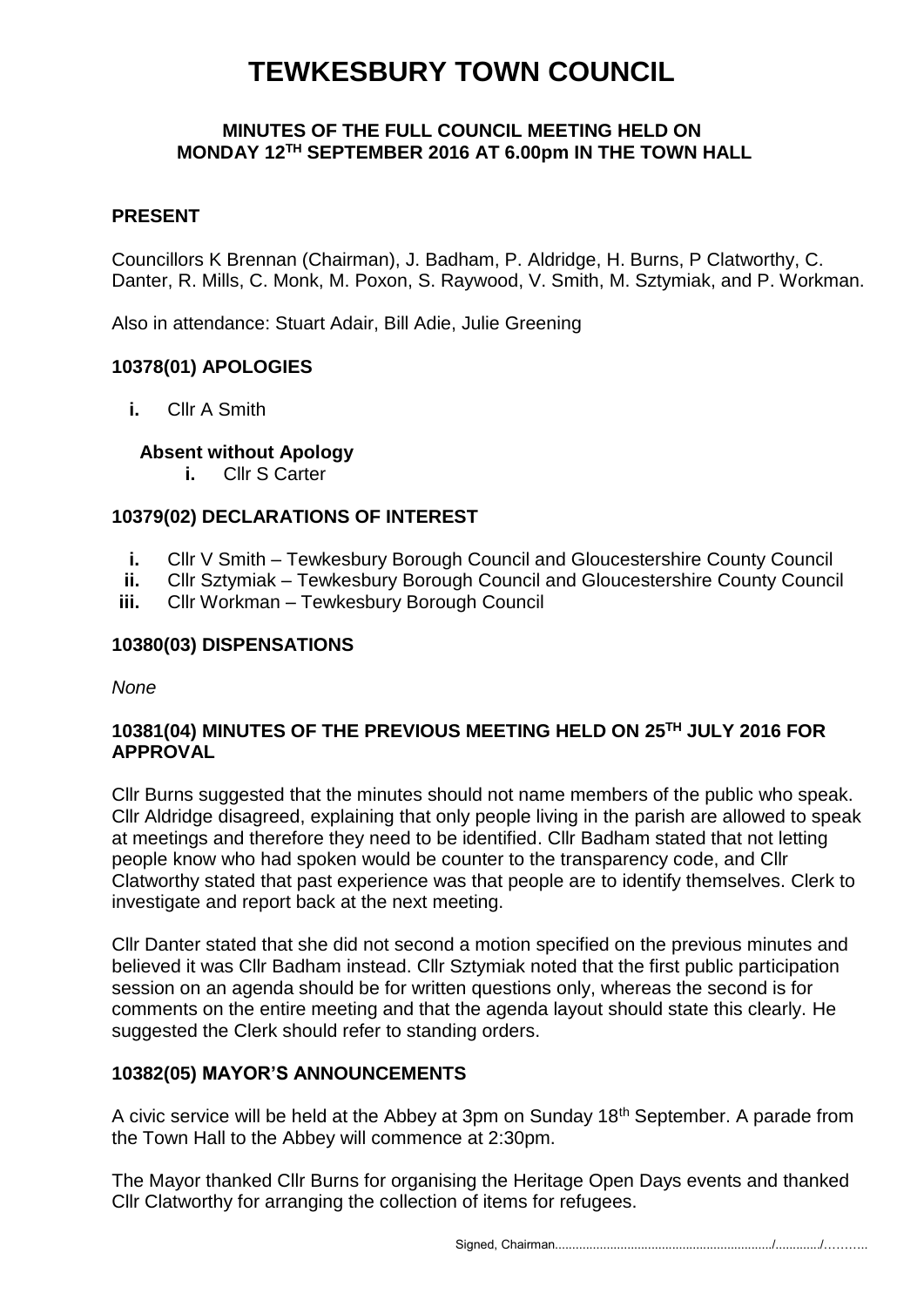# TEWKESBURY TOWN COUNCIL

**MINUTES OF THE FULL COUNCIL MEETING HELD ON MONDAY 12TH SEPTEMBER 2016 AT 6.00pm IN THE TOWN HALL**

**PRESENT**

Councillors K Brennan (Chairman), J. Badham, P. Aldridge, H. Burns, P Clatworthy, C. Danter, R. Mills, C. Monk, M. Poxon, S. Raywood, V. Smith, M. Sztymiak, and P. Workman.

Also in attendance: Stuart Adair, Bill Adie, Julie Greening

## 10378(01) APOLOGIES

- **i.** Cllr A Smith

**Absent without Apology**

- **i.** Cllr S Carter

## 10379(02) DECLARATIONS OF INTEREST

- **i.** Cllr V Smith – Tewkesbury Borough Council and Gloucestershire County Council
- **ii.** Cllr Sztymiak – Tewkesbury Borough Council and Gloucestershire County Council
- **iii.** Cllr Workman – Tewkesbury Borough Council

## 10380(03) DISPENSATIONS

*None*

## 10381(04) MINUTES OF THE PREVIOUS MEETING HELD ON 25TH JULY 2016 FOR APPROVAL

Cllr Burns suggested that the minutes should not name members of the public who speak. Cllr Aldridge disagreed, explaining that only people living in the parish are allowed to speak at meetings and therefore they need to be identified. Cllr Badham stated that not letting people know who had spoken would be counter to the transparency code, and Cllr Clatworthy stated that past experience was that people are to identify themselves. Clerk to investigate and report back at the next meeting.

Cllr Danter stated that she did not second a motion specified on the previous minutes and believed it was Cllr Badham instead. Cllr Sztymiak noted that the first public participation session on an agenda should be for written questions only, whereas the second is for comments on the entire meeting and that the agenda layout should state this clearly. He suggested the Clerk should refer to standing orders.

## 10382(05) MAYOR'S ANNOUNCEMENTS

A civic service will be held at the Abbey at 3pm on Sunday 18th September. A parade from the Town Hall to the Abbey will commence at 2:30pm.

The Mayor thanked Cllr Burns for organising the Heritage Open Days events and thanked Cllr Clatworthy for arranging the collection of items for refugees.

Signed, Chairman................................................................/............/………..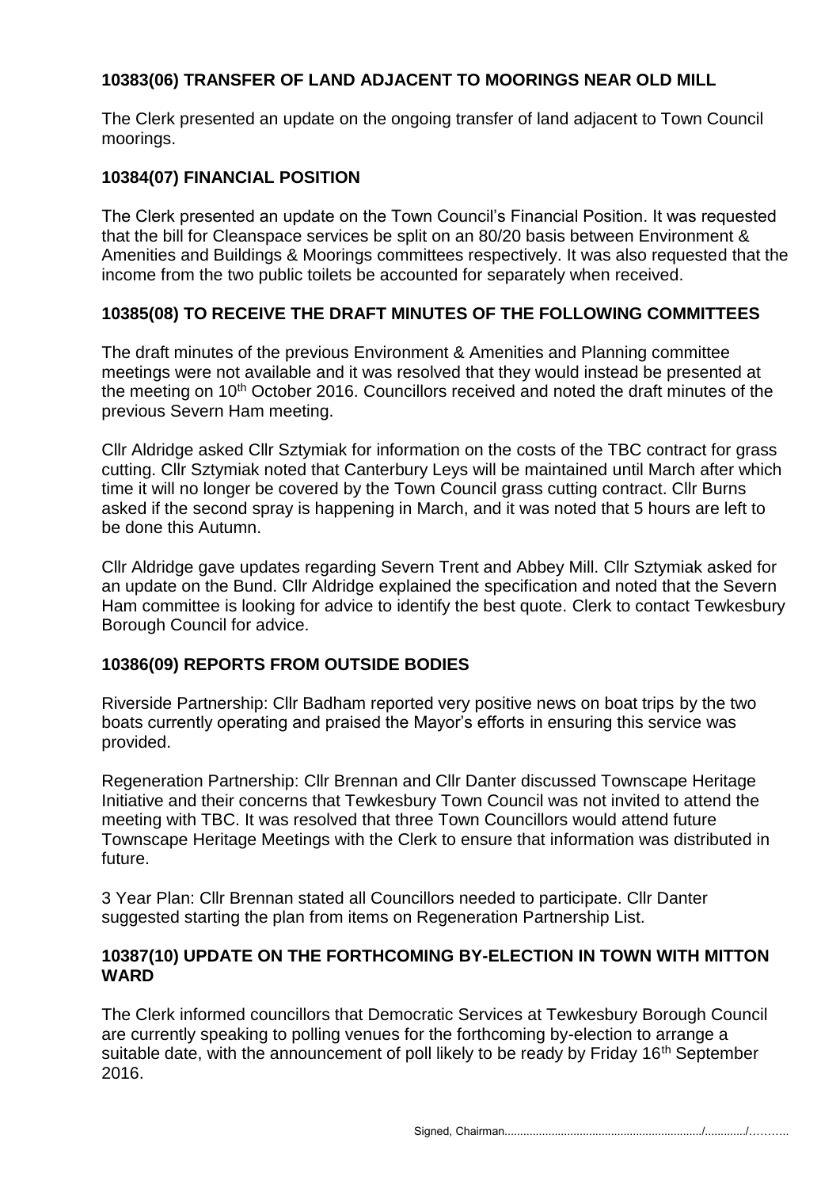## 10383(06) TRANSFER OF LAND ADJACENT TO MOORINGS NEAR OLD MILL

The Clerk presented an update on the ongoing transfer of land adjacent to Town Council moorings.

## 10384(07) FINANCIAL POSITION

The Clerk presented an update on the Town Council's Financial Position. It was requested that the bill for Cleanspace services be split on an 80/20 basis between Environment & Amenities and Buildings & Moorings committees respectively. It was also requested that the income from the two public toilets be accounted for separately when received.

## 10385(08) TO RECEIVE THE DRAFT MINUTES OF THE FOLLOWING COMMITTEES

The draft minutes of the previous Environment & Amenities and Planning committee meetings were not available and it was resolved that they would instead be presented at the meeting on 10th October 2016. Councillors received and noted the draft minutes of the previous Severn Ham meeting.

Cllr Aldridge asked Cllr Sztymiak for information on the costs of the TBC contract for grass cutting. Cllr Sztymiak noted that Canterbury Leys will be maintained until March after which time it will no longer be covered by the Town Council grass cutting contract. Cllr Burns asked if the second spray is happening in March, and it was noted that 5 hours are left to be done this Autumn.

Cllr Aldridge gave updates regarding Severn Trent and Abbey Mill. Cllr Sztymiak asked for an update on the Bund. Cllr Aldridge explained the specification and noted that the Severn Ham committee is looking for advice to identify the best quote. Clerk to contact Tewkesbury Borough Council for advice.

## 10386(09) REPORTS FROM OUTSIDE BODIES

Riverside Partnership: Cllr Badham reported very positive news on boat trips by the two boats currently operating and praised the Mayor's efforts in ensuring this service was provided.

Regeneration Partnership: Cllr Brennan and Cllr Danter discussed Townscape Heritage Initiative and their concerns that Tewkesbury Town Council was not invited to attend the meeting with TBC. It was resolved that three Town Councillors would attend future Townscape Heritage Meetings with the Clerk to ensure that information was distributed in future.

3 Year Plan: Cllr Brennan stated all Councillors needed to participate. Cllr Danter suggested starting the plan from items on Regeneration Partnership List.

## 10387(10) UPDATE ON THE FORTHCOMING BY-ELECTION IN TOWN WITH MITTON WARD

The Clerk informed councillors that Democratic Services at Tewkesbury Borough Council are currently speaking to polling venues for the forthcoming by-election to arrange a suitable date, with the announcement of poll likely to be ready by Friday 16th September 2016.

Signed, Chairman................................................................/............/………..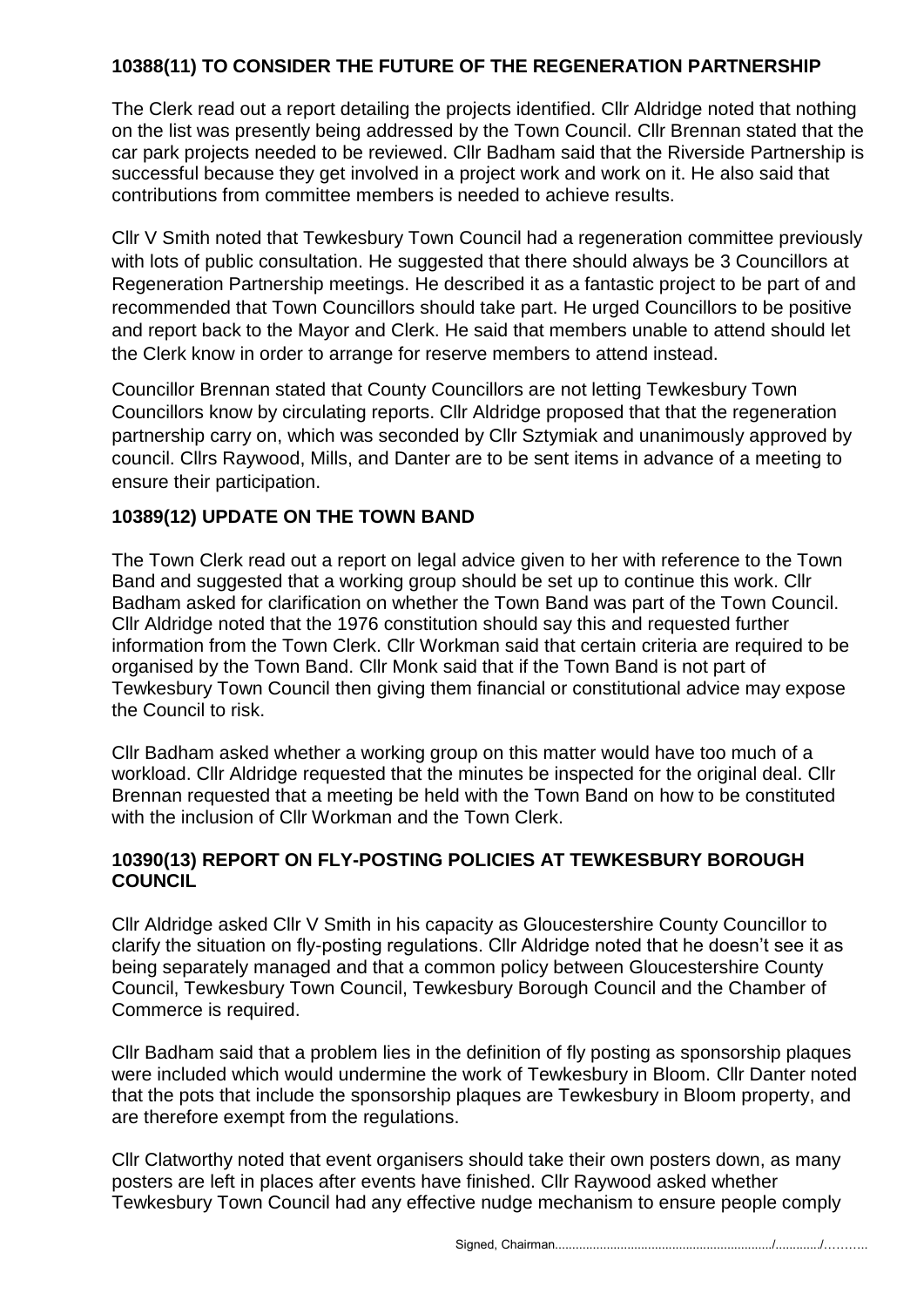## 10388(11) TO CONSIDER THE FUTURE OF THE REGENERATION PARTNERSHIP

The Clerk read out a report detailing the projects identified. Cllr Aldridge noted that nothing on the list was presently being addressed by the Town Council. Cllr Brennan stated that the car park projects needed to be reviewed. Cllr Badham said that the Riverside Partnership is successful because they get involved in a project work and work on it. He also said that contributions from committee members is needed to achieve results.

Cllr V Smith noted that Tewkesbury Town Council had a regeneration committee previously with lots of public consultation. He suggested that there should always be 3 Councillors at Regeneration Partnership meetings. He described it as a fantastic project to be part of and recommended that Town Councillors should take part. He urged Councillors to be positive and report back to the Mayor and Clerk. He said that members unable to attend should let the Clerk know in order to arrange for reserve members to attend instead.

Councillor Brennan stated that County Councillors are not letting Tewkesbury Town Councillors know by circulating reports. Cllr Aldridge proposed that that the regeneration partnership carry on, which was seconded by Cllr Sztymiak and unanimously approved by council. Cllrs Raywood, Mills, and Danter are to be sent items in advance of a meeting to ensure their participation.

## 10389(12) UPDATE ON THE TOWN BAND

The Town Clerk read out a report on legal advice given to her with reference to the Town Band and suggested that a working group should be set up to continue this work. Cllr Badham asked for clarification on whether the Town Band was part of the Town Council. Cllr Aldridge noted that the 1976 constitution should say this and requested further information from the Town Clerk. Cllr Workman said that certain criteria are required to be organised by the Town Band. Cllr Monk said that if the Town Band is not part of Tewkesbury Town Council then giving them financial or constitutional advice may expose the Council to risk.

Cllr Badham asked whether a working group on this matter would have too much of a workload. Cllr Aldridge requested that the minutes be inspected for the original deal. Cllr Brennan requested that a meeting be held with the Town Band on how to be constituted with the inclusion of Cllr Workman and the Town Clerk.

## 10390(13) REPORT ON FLY-POSTING POLICIES AT TEWKESBURY BOROUGH COUNCIL

Cllr Aldridge asked Cllr V Smith in his capacity as Gloucestershire County Councillor to clarify the situation on fly-posting regulations. Cllr Aldridge noted that he doesn't see it as being separately managed and that a common policy between Gloucestershire County Council, Tewkesbury Town Council, Tewkesbury Borough Council and the Chamber of Commerce is required.

Cllr Badham said that a problem lies in the definition of fly posting as sponsorship plaques were included which would undermine the work of Tewkesbury in Bloom. Cllr Danter noted that the pots that include the sponsorship plaques are Tewkesbury in Bloom property, and are therefore exempt from the regulations.

Cllr Clatworthy noted that event organisers should take their own posters down, as many posters are left in places after events have finished. Cllr Raywood asked whether Tewkesbury Town Council had any effective nudge mechanism to ensure people comply

Signed, Chairman................................................................/............/………..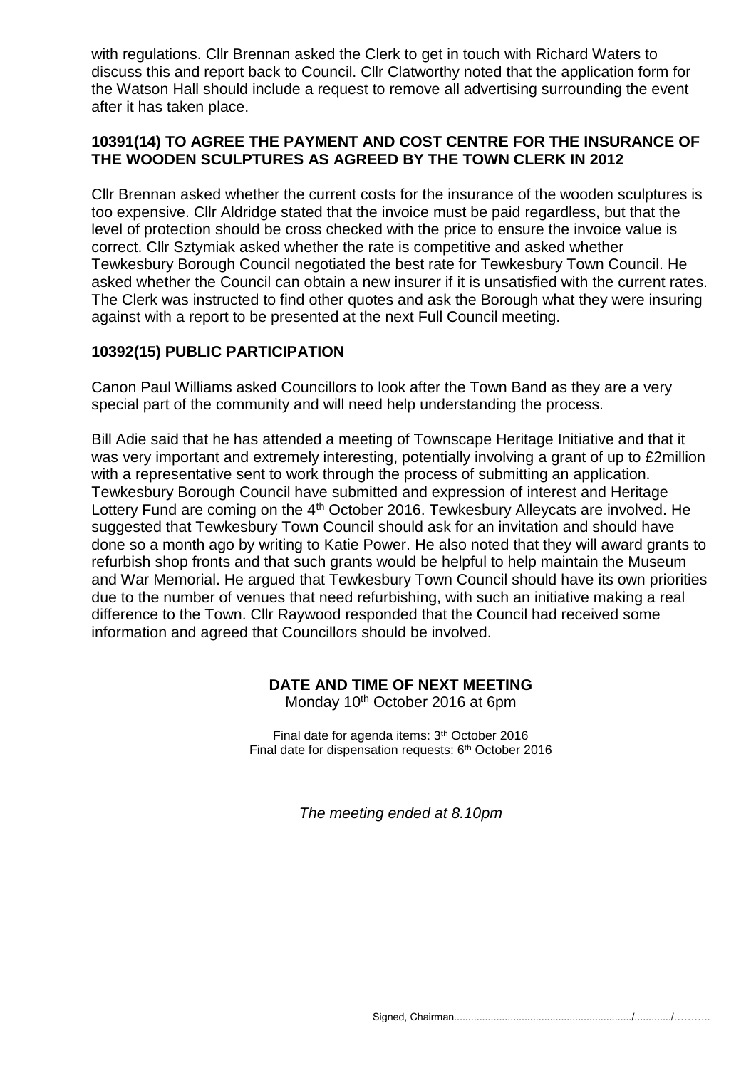with regulations. Cllr Brennan asked the Clerk to get in touch with Richard Waters to discuss this and report back to Council. Cllr Clatworthy noted that the application form for the Watson Hall should include a request to remove all advertising surrounding the event after it has taken place.

**10391(14) TO AGREE THE PAYMENT AND COST CENTRE FOR THE INSURANCE OF THE WOODEN SCULPTURES AS AGREED BY THE TOWN CLERK IN 2012**

Cllr Brennan asked whether the current costs for the insurance of the wooden sculptures is too expensive. Cllr Aldridge stated that the invoice must be paid regardless, but that the level of protection should be cross checked with the price to ensure the invoice value is correct. Cllr Sztymiak asked whether the rate is competitive and asked whether Tewkesbury Borough Council negotiated the best rate for Tewkesbury Town Council. He asked whether the Council can obtain a new insurer if it is unsatisfied with the current rates. The Clerk was instructed to find other quotes and ask the Borough what they were insuring against with a report to be presented at the next Full Council meeting.

**10392(15) PUBLIC PARTICIPATION**

Canon Paul Williams asked Councillors to look after the Town Band as they are a very special part of the community and will need help understanding the process.

Bill Adie said that he has attended a meeting of Townscape Heritage Initiative and that it was very important and extremely interesting, potentially involving a grant of up to £2million with a representative sent to work through the process of submitting an application. Tewkesbury Borough Council have submitted and expression of interest and Heritage Lottery Fund are coming on the 4th October 2016. Tewkesbury Alleycats are involved. He suggested that Tewkesbury Town Council should ask for an invitation and should have done so a month ago by writing to Katie Power. He also noted that they will award grants to refurbish shop fronts and that such grants would be helpful to help maintain the Museum and War Memorial. He argued that Tewkesbury Town Council should have its own priorities due to the number of venues that need refurbishing, with such an initiative making a real difference to the Town. Cllr Raywood responded that the Council had received some information and agreed that Councillors should be involved.

**DATE AND TIME OF NEXT MEETING**

Monday 10th October 2016 at 6pm

Final date for agenda items: 3th October 2016
Final date for dispensation requests: 6th October 2016

*The meeting ended at 8.10pm*

Signed, Chairman................................................................/............/………..